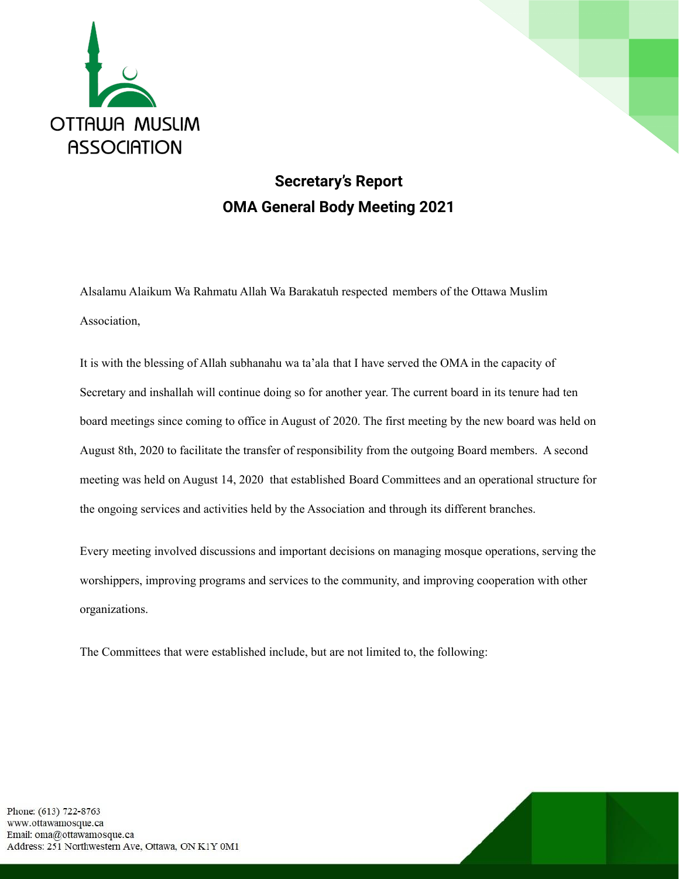OTTAWA MUSLIM ASSOCIATION

# Secretary's Report
# OMA General Body Meeting 2021

Alsalamu Alaikum Wa Rahmatu Allah Wa Barakatuh respected members of the Ottawa Muslim Association,

It is with the blessing of Allah subhanahu wa ta'ala that I have served the OMA in the capacity of Secretary and inshallah will continue doing so for another year. The current board in its tenure had ten board meetings since coming to office in August of 2020. The first meeting by the new board was held on August 8th, 2020 to facilitate the transfer of responsibility from the outgoing Board members. A second meeting was held on August 14, 2020 that established Board Committees and an operational structure for the ongoing services and activities held by the Association and through its different branches.

Every meeting involved discussions and important decisions on managing mosque operations, serving the worshippers, improving programs and services to the community, and improving cooperation with other organizations.

The Committees that were established include, but are not limited to, the following:

Phone: (613) 722-8763
www.ottawamosque.ca
Email: oma@ottawamosque.ca
Address: 251 Northwestern Ave, Ottawa, ON K1Y 0M1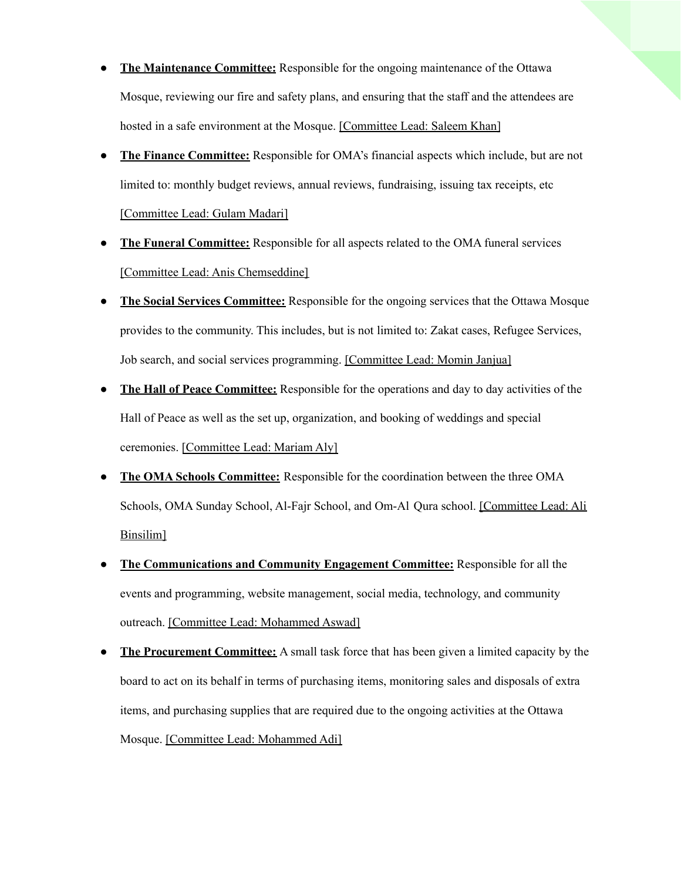- **The Maintenance Committee:** Responsible for the ongoing maintenance of the Ottawa Mosque, reviewing our fire and safety plans, and ensuring that the staff and the attendees are hosted in a safe environment at the Mosque. [Committee Lead: Saleem Khan]
- **The Finance Committee:** Responsible for OMA's financial aspects which include, but are not limited to: monthly budget reviews, annual reviews, fundraising, issuing tax receipts, etc [Committee Lead: Gulam Madari]
- **The Funeral Committee:** Responsible for all aspects related to the OMA funeral services [Committee Lead: Anis Chemseddine]
- **The Social Services Committee:** Responsible for the ongoing services that the Ottawa Mosque provides to the community. This includes, but is not limited to: Zakat cases, Refugee Services, Job search, and social services programming. [Committee Lead: Momin Janjua]
- **The Hall of Peace Committee:** Responsible for the operations and day to day activities of the Hall of Peace as well as the set up, organization, and booking of weddings and special ceremonies. [Committee Lead: Mariam Aly]
- **The OMA Schools Committee:** Responsible for the coordination between the three OMA Schools, OMA Sunday School, Al-Fajr School, and Om-Al Qura school. [Committee Lead: Ali Binsilim]
- **The Communications and Community Engagement Committee:** Responsible for all the events and programming, website management, social media, technology, and community outreach. [Committee Lead: Mohammed Aswad]
- **The Procurement Committee:** A small task force that has been given a limited capacity by the board to act on its behalf in terms of purchasing items, monitoring sales and disposals of extra items, and purchasing supplies that are required due to the ongoing activities at the Ottawa Mosque. [Committee Lead: Mohammed Adi]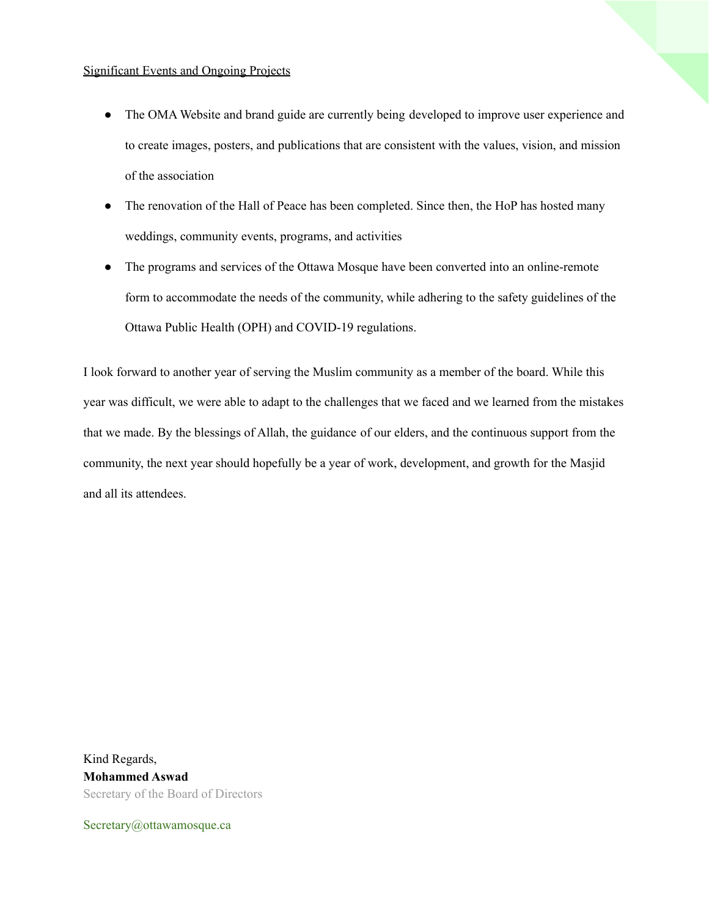Significant Events and Ongoing Projects

- The OMA Website and brand guide are currently being developed to improve user experience and to create images, posters, and publications that are consistent with the values, vision, and mission of the association
- The renovation of the Hall of Peace has been completed. Since then, the HoP has hosted many weddings, community events, programs, and activities
- The programs and services of the Ottawa Mosque have been converted into an online-remote form to accommodate the needs of the community, while adhering to the safety guidelines of the Ottawa Public Health (OPH) and COVID-19 regulations.

I look forward to another year of serving the Muslim community as a member of the board. While this year was difficult, we were able to adapt to the challenges that we faced and we learned from the mistakes that we made. By the blessings of Allah, the guidance of our elders, and the continuous support from the community, the next year should hopefully be a year of work, development, and growth for the Masjid and all its attendees.

Kind Regards,
**Mohammed Aswad**
Secretary of the Board of Directors

Secretary@ottawamosque.ca